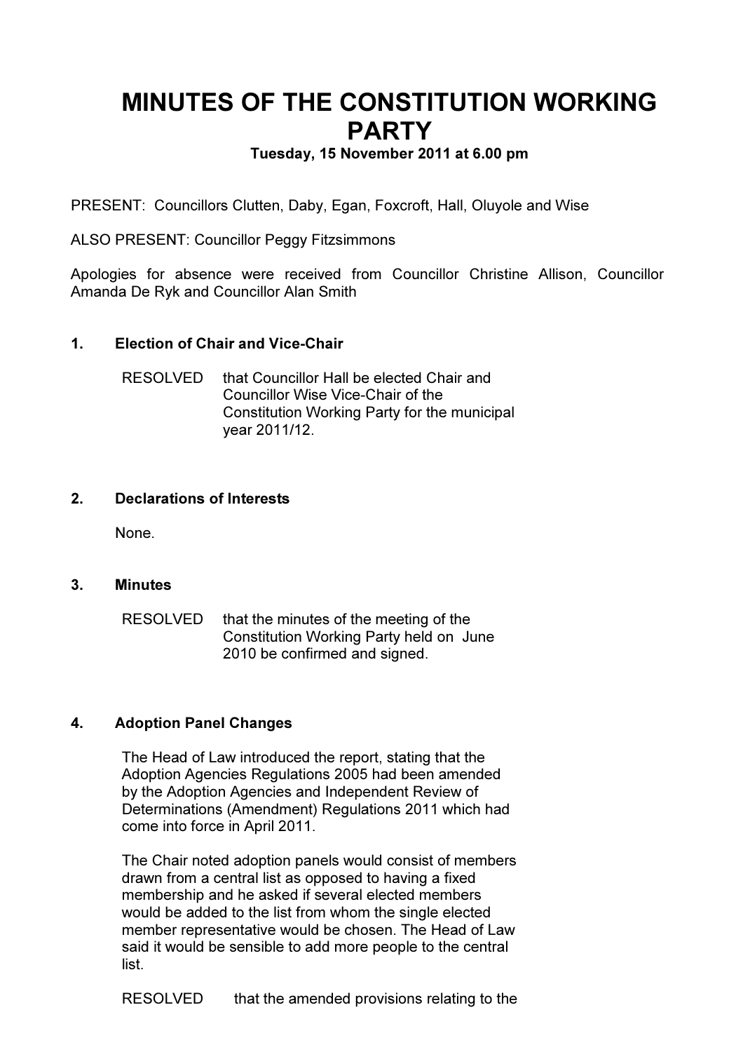# MINUTES OF THE CONSTITUTION WORKING PARTY

**Tuesday, 15 November 2011 at 6.00 pm**

PRESENT: Councillors Clutten, Daby, Egan, Foxcroft, Hall, Oluyole and Wise

ALSO PRESENT: Councillor Peggy Fitzsimmons

Apologies for absence were received from Councillor Christine Allison, Councillor Amanda De Ryk and Councillor Alan Smith

## 1. Election of Chair and Vice-Chair

RESOLVED that Councillor Hall be elected Chair and Councillor Wise Vice-Chair of the Constitution Working Party for the municipal year 2011/12.

## 2. Declarations of Interests

None.

## 3. Minutes

RESOLVED that the minutes of the meeting of the Constitution Working Party held on June 2010 be confirmed and signed.

## 4. Adoption Panel Changes

The Head of Law introduced the report, stating that the Adoption Agencies Regulations 2005 had been amended by the Adoption Agencies and Independent Review of Determinations (Amendment) Regulations 2011 which had come into force in April 2011.

The Chair noted adoption panels would consist of members drawn from a central list as opposed to having a fixed membership and he asked if several elected members would be added to the list from whom the single elected member representative would be chosen. The Head of Law said it would be sensible to add more people to the central list.

RESOLVED that the amended provisions relating to the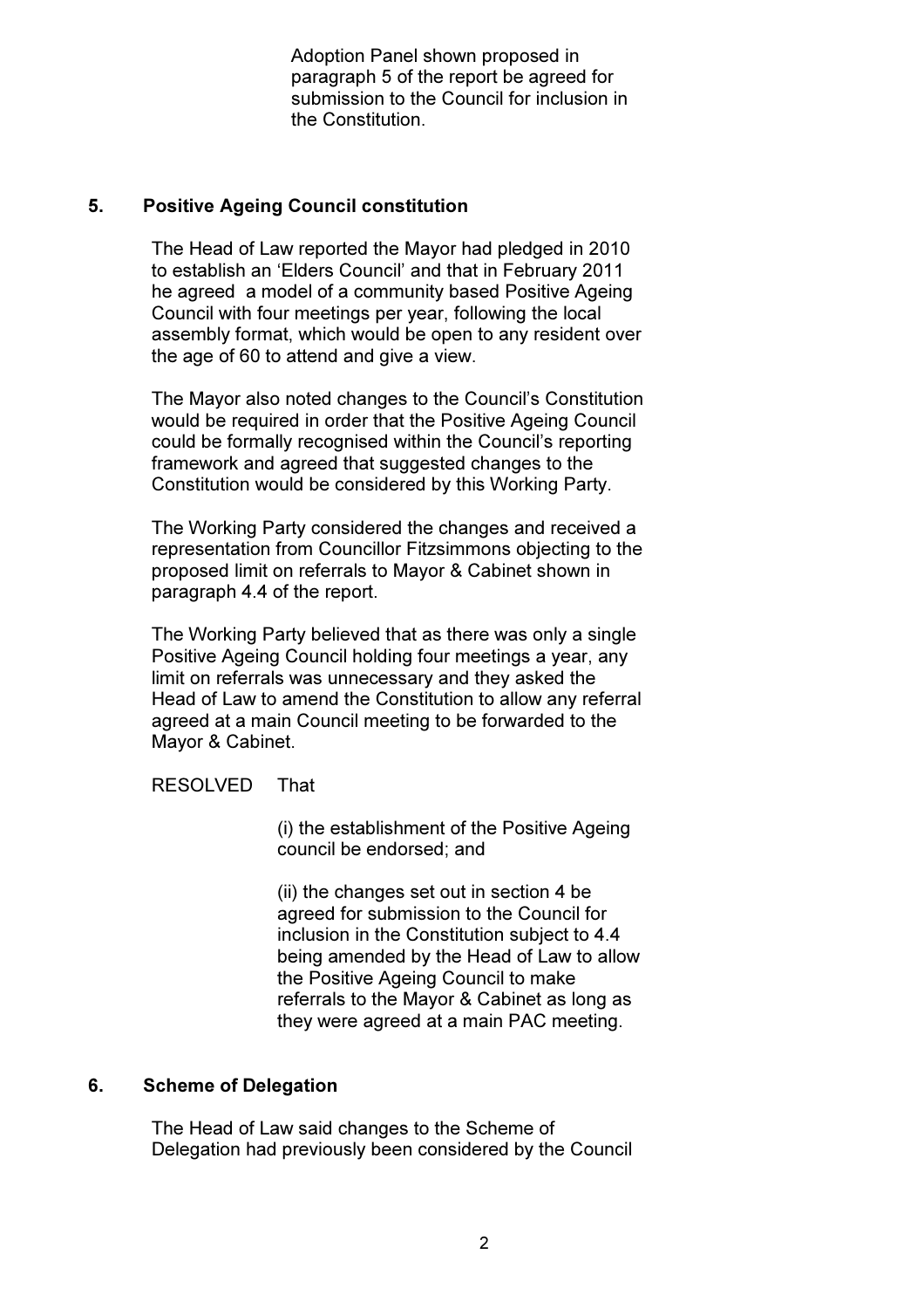Adoption Panel shown proposed in paragraph 5 of the report be agreed for submission to the Council for inclusion in the Constitution.

## 5. Positive Ageing Council constitution

The Head of Law reported the Mayor had pledged in 2010 to establish an 'Elders Council' and that in February 2011 he agreed a model of a community based Positive Ageing Council with four meetings per year, following the local assembly format, which would be open to any resident over the age of 60 to attend and give a view.

The Mayor also noted changes to the Council's Constitution would be required in order that the Positive Ageing Council could be formally recognised within the Council's reporting framework and agreed that suggested changes to the Constitution would be considered by this Working Party.

The Working Party considered the changes and received a representation from Councillor Fitzsimmons objecting to the proposed limit on referrals to Mayor & Cabinet shown in paragraph 4.4 of the report.

The Working Party believed that as there was only a single Positive Ageing Council holding four meetings a year, any limit on referrals was unnecessary and they asked the Head of Law to amend the Constitution to allow any referral agreed at a main Council meeting to be forwarded to the Mayor & Cabinet.

RESOLVED That

(i) the establishment of the Positive Ageing council be endorsed; and

(ii) the changes set out in section 4 be agreed for submission to the Council for inclusion in the Constitution subject to 4.4 being amended by the Head of Law to allow the Positive Ageing Council to make referrals to the Mayor & Cabinet as long as they were agreed at a main PAC meeting.

## 6. Scheme of Delegation

The Head of Law said changes to the Scheme of Delegation had previously been considered by the Council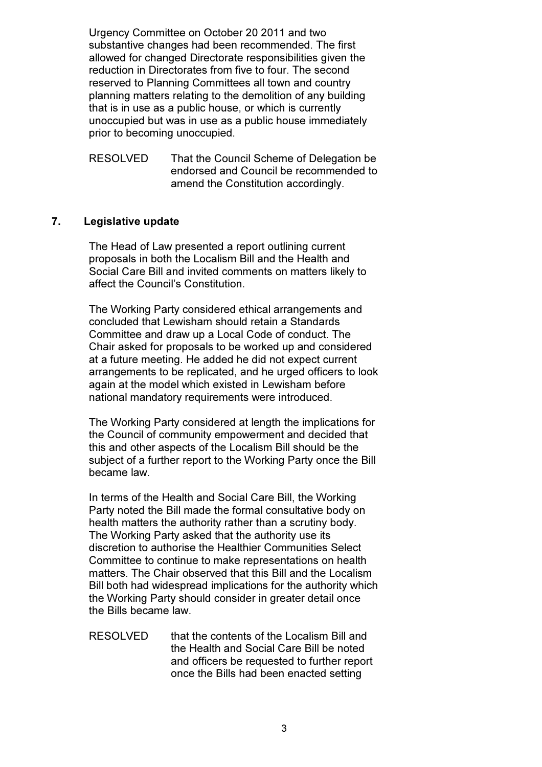Urgency Committee on October 20 2011 and two substantive changes had been recommended. The first allowed for changed Directorate responsibilities given the reduction in Directorates from five to four. The second reserved to Planning Committees all town and country planning matters relating to the demolition of any building that is in use as a public house, or which is currently unoccupied but was in use as a public house immediately prior to becoming unoccupied.

RESOLVED That the Council Scheme of Delegation be endorsed and Council be recommended to amend the Constitution accordingly.

## 7. Legislative update

The Head of Law presented a report outlining current proposals in both the Localism Bill and the Health and Social Care Bill and invited comments on matters likely to affect the Council's Constitution.

The Working Party considered ethical arrangements and concluded that Lewisham should retain a Standards Committee and draw up a Local Code of conduct. The Chair asked for proposals to be worked up and considered at a future meeting. He added he did not expect current arrangements to be replicated, and he urged officers to look again at the model which existed in Lewisham before national mandatory requirements were introduced.

The Working Party considered at length the implications for the Council of community empowerment and decided that this and other aspects of the Localism Bill should be the subject of a further report to the Working Party once the Bill became law.

In terms of the Health and Social Care Bill, the Working Party noted the Bill made the formal consultative body on health matters the authority rather than a scrutiny body. The Working Party asked that the authority use its discretion to authorise the Healthier Communities Select Committee to continue to make representations on health matters. The Chair observed that this Bill and the Localism Bill both had widespread implications for the authority which the Working Party should consider in greater detail once the Bills became law.

RESOLVED that the contents of the Localism Bill and the Health and Social Care Bill be noted and officers be requested to further report once the Bills had been enacted setting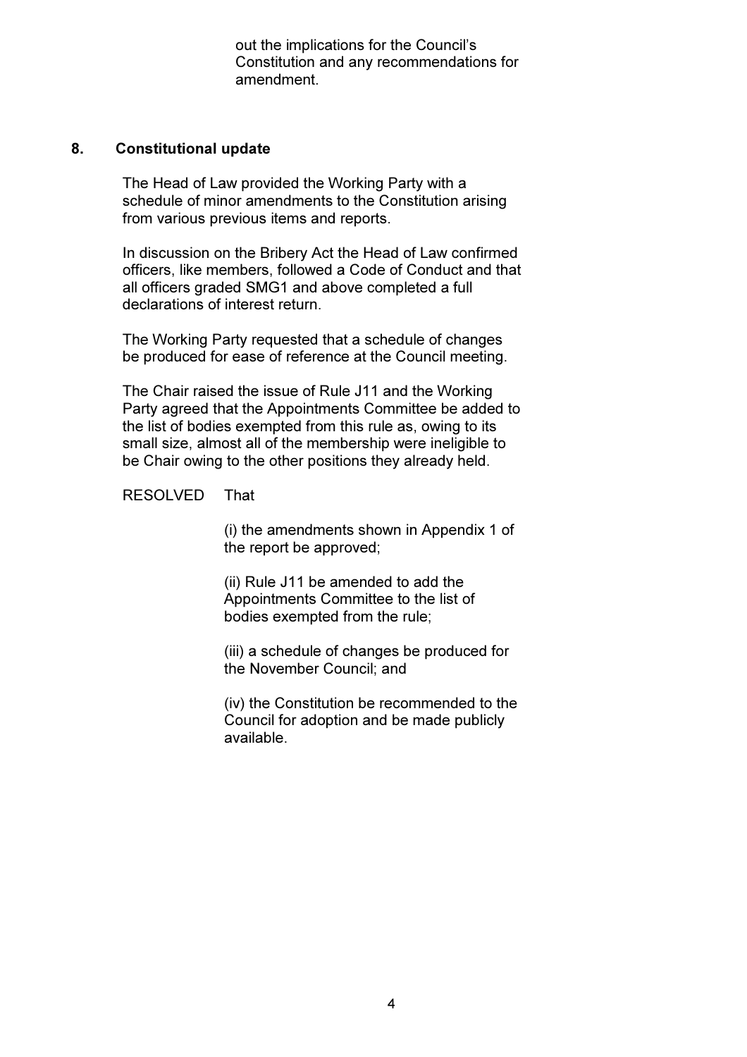out the implications for the Council's Constitution and any recommendations for amendment.

## 8. Constitutional update

The Head of Law provided the Working Party with a schedule of minor amendments to the Constitution arising from various previous items and reports.

In discussion on the Bribery Act the Head of Law confirmed officers, like members, followed a Code of Conduct and that all officers graded SMG1 and above completed a full declarations of interest return.

The Working Party requested that a schedule of changes be produced for ease of reference at the Council meeting.

The Chair raised the issue of Rule J11 and the Working Party agreed that the Appointments Committee be added to the list of bodies exempted from this rule as, owing to its small size, almost all of the membership were ineligible to be Chair owing to the other positions they already held.

RESOLVED That

(i) the amendments shown in Appendix 1 of the report be approved;

(ii) Rule J11 be amended to add the Appointments Committee to the list of bodies exempted from the rule;

(iii) a schedule of changes be produced for the November Council; and

(iv) the Constitution be recommended to the Council for adoption and be made publicly available.